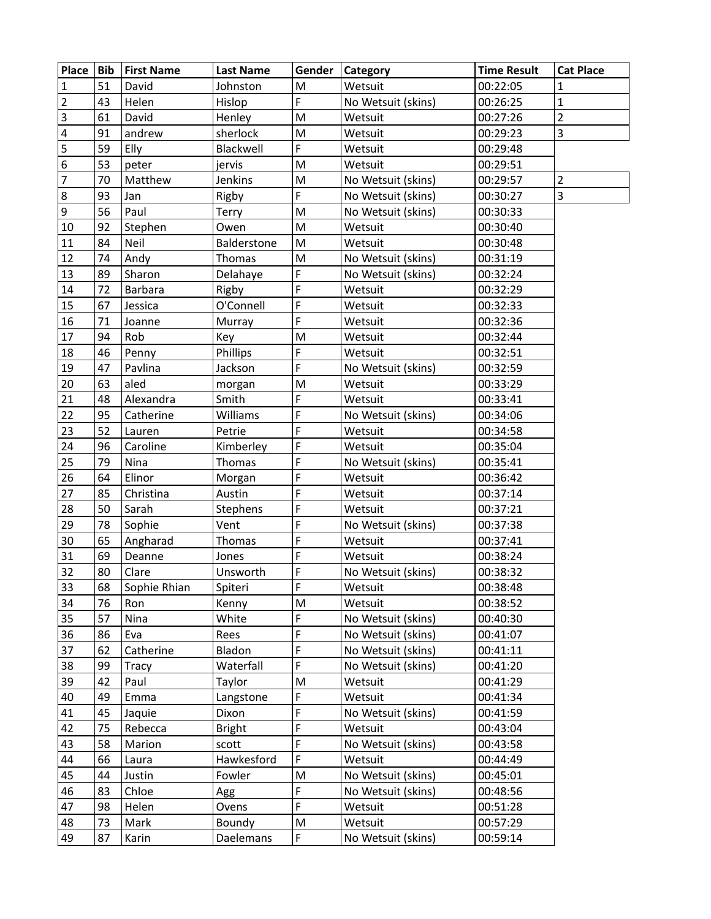| Place | Bib | First Name | Last Name | Gender | Category | Time Result | Cat Place |
|---|---|---|---|---|---|---|---|
| 1 | 51 | David | Johnston | M | Wetsuit | 00:22:05 | 1 |
| 2 | 43 | Helen | Hislop | F | No Wetsuit (skins) | 00:26:25 | 1 |
| 3 | 61 | David | Henley | M | Wetsuit | 00:27:26 | 2 |
| 4 | 91 | andrew | sherlock | M | Wetsuit | 00:29:23 | 3 |
| 5 | 59 | Elly | Blackwell | F | Wetsuit | 00:29:48 | |
| 6 | 53 | peter | jervis | M | Wetsuit | 00:29:51 | |
| 7 | 70 | Matthew | Jenkins | M | No Wetsuit (skins) | 00:29:57 | 2 |
| 8 | 93 | Jan | Rigby | F | No Wetsuit (skins) | 00:30:27 | 3 |
| 9 | 56 | Paul | Terry | M | No Wetsuit (skins) | 00:30:33 | |
| 10 | 92 | Stephen | Owen | M | Wetsuit | 00:30:40 | |
| 11 | 84 | Neil | Balderstone | M | Wetsuit | 00:30:48 | |
| 12 | 74 | Andy | Thomas | M | No Wetsuit (skins) | 00:31:19 | |
| 13 | 89 | Sharon | Delahaye | F | No Wetsuit (skins) | 00:32:24 | |
| 14 | 72 | Barbara | Rigby | F | Wetsuit | 00:32:29 | |
| 15 | 67 | Jessica | O'Connell | F | Wetsuit | 00:32:33 | |
| 16 | 71 | Joanne | Murray | F | Wetsuit | 00:32:36 | |
| 17 | 94 | Rob | Key | M | Wetsuit | 00:32:44 | |
| 18 | 46 | Penny | Phillips | F | Wetsuit | 00:32:51 | |
| 19 | 47 | Pavlina | Jackson | F | No Wetsuit (skins) | 00:32:59 | |
| 20 | 63 | aled | morgan | M | Wetsuit | 00:33:29 | |
| 21 | 48 | Alexandra | Smith | F | Wetsuit | 00:33:41 | |
| 22 | 95 | Catherine | Williams | F | No Wetsuit (skins) | 00:34:06 | |
| 23 | 52 | Lauren | Petrie | F | Wetsuit | 00:34:58 | |
| 24 | 96 | Caroline | Kimberley | F | Wetsuit | 00:35:04 | |
| 25 | 79 | Nina | Thomas | F | No Wetsuit (skins) | 00:35:41 | |
| 26 | 64 | Elinor | Morgan | F | Wetsuit | 00:36:42 | |
| 27 | 85 | Christina | Austin | F | Wetsuit | 00:37:14 | |
| 28 | 50 | Sarah | Stephens | F | Wetsuit | 00:37:21 | |
| 29 | 78 | Sophie | Vent | F | No Wetsuit (skins) | 00:37:38 | |
| 30 | 65 | Angharad | Thomas | F | Wetsuit | 00:37:41 | |
| 31 | 69 | Deanne | Jones | F | Wetsuit | 00:38:24 | |
| 32 | 80 | Clare | Unsworth | F | No Wetsuit (skins) | 00:38:32 | |
| 33 | 68 | Sophie Rhian | Spiteri | F | Wetsuit | 00:38:48 | |
| 34 | 76 | Ron | Kenny | M | Wetsuit | 00:38:52 | |
| 35 | 57 | Nina | White | F | No Wetsuit (skins) | 00:40:30 | |
| 36 | 86 | Eva | Rees | F | No Wetsuit (skins) | 00:41:07 | |
| 37 | 62 | Catherine | Bladon | F | No Wetsuit (skins) | 00:41:11 | |
| 38 | 99 | Tracy | Waterfall | F | No Wetsuit (skins) | 00:41:20 | |
| 39 | 42 | Paul | Taylor | M | Wetsuit | 00:41:29 | |
| 40 | 49 | Emma | Langstone | F | Wetsuit | 00:41:34 | |
| 41 | 45 | Jaquie | Dixon | F | No Wetsuit (skins) | 00:41:59 | |
| 42 | 75 | Rebecca | Bright | F | Wetsuit | 00:43:04 | |
| 43 | 58 | Marion | scott | F | No Wetsuit (skins) | 00:43:58 | |
| 44 | 66 | Laura | Hawkesford | F | Wetsuit | 00:44:49 | |
| 45 | 44 | Justin | Fowler | M | No Wetsuit (skins) | 00:45:01 | |
| 46 | 83 | Chloe | Agg | F | No Wetsuit (skins) | 00:48:56 | |
| 47 | 98 | Helen | Ovens | F | Wetsuit | 00:51:28 | |
| 48 | 73 | Mark | Boundy | M | Wetsuit | 00:57:29 | |
| 49 | 87 | Karin | Daelemans | F | No Wetsuit (skins) | 00:59:14 | |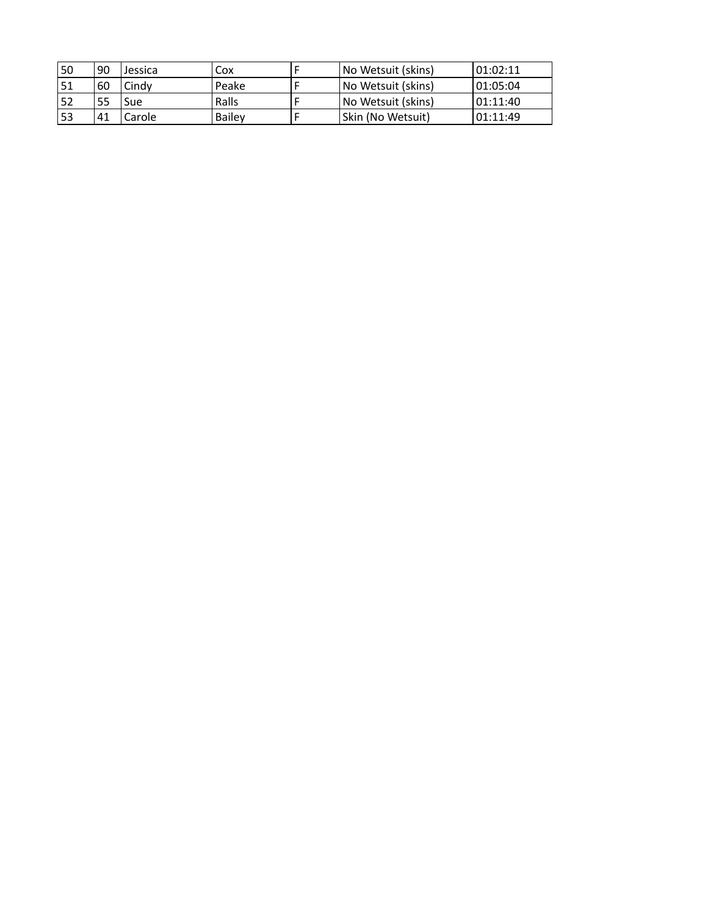| | | | | | | |
|---|---|---|---|---|---|---|
| 50 | 90 | Jessica | Cox | F | No Wetsuit (skins) | 01:02:11 |
| 51 | 60 | Cindy | Peake | F | No Wetsuit (skins) | 01:05:04 |
| 52 | 55 | Sue | Ralls | F | No Wetsuit (skins) | 01:11:40 |
| 53 | 41 | Carole | Bailey | F | Skin (No Wetsuit) | 01:11:49 |